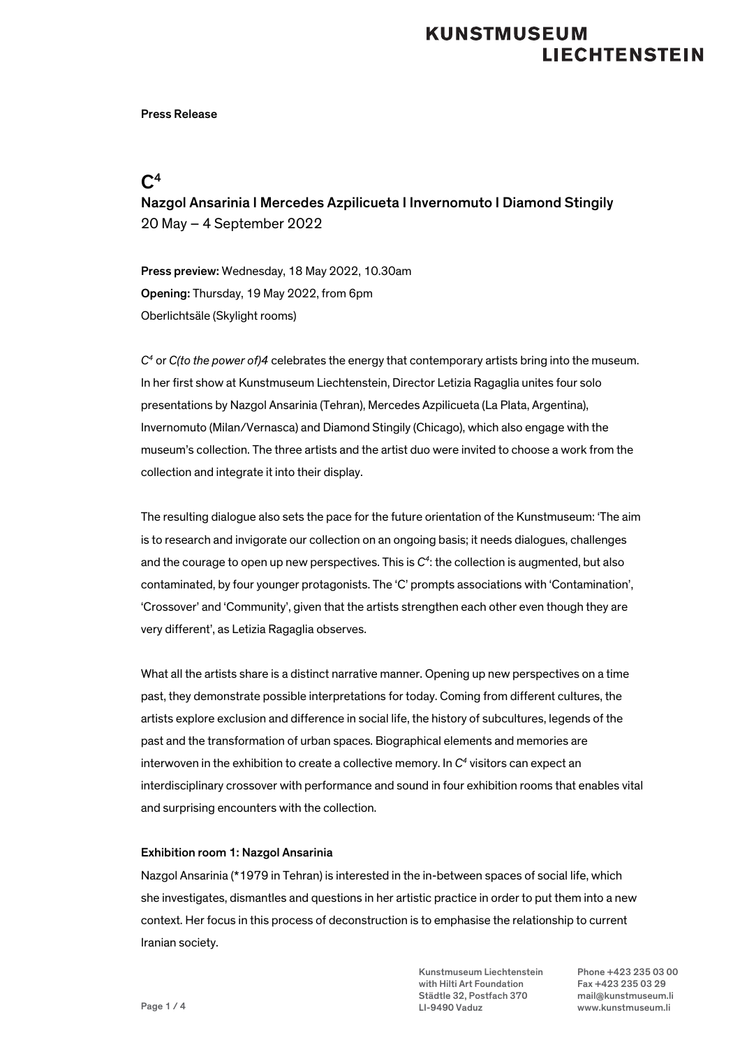Press Release

# $C^4$

## Nazgol Ansarinia I Mercedes Azpilicueta I Invernomuto I Diamond Stingily

20 May – 4 September 2022

**Press preview:** Wednesday, 18 May 2022, 10.30am
**Opening:** Thursday, 19 May 2022, from 6pm
Oberlichtsäle (Skylight rooms)

*$C^4$* or *C(to the power of)4* celebrates the energy that contemporary artists bring into the museum. In her first show at Kunstmuseum Liechtenstein, Director Letizia Ragaglia unites four solo presentations by Nazgol Ansarinia (Tehran), Mercedes Azpilicueta (La Plata, Argentina), Invernomuto (Milan/Vernasca) and Diamond Stingily (Chicago), which also engage with the museum's collection. The three artists and the artist duo were invited to choose a work from the collection and integrate it into their display.

The resulting dialogue also sets the pace for the future orientation of the Kunstmuseum: 'The aim is to research and invigorate our collection on an ongoing basis; it needs dialogues, challenges and the courage to open up new perspectives. This is *$C^4$*: the collection is augmented, but also contaminated, by four younger protagonists. The 'C' prompts associations with 'Contamination', 'Crossover' and 'Community', given that the artists strengthen each other even though they are very different', as Letizia Ragaglia observes.

What all the artists share is a distinct narrative manner. Opening up new perspectives on a time past, they demonstrate possible interpretations for today. Coming from different cultures, the artists explore exclusion and difference in social life, the history of subcultures, legends of the past and the transformation of urban spaces. Biographical elements and memories are interwoven in the exhibition to create a collective memory. In *$C^4$* visitors can expect an interdisciplinary crossover with performance and sound in four exhibition rooms that enables vital and surprising encounters with the collection.

### Exhibition room 1: Nazgol Ansarinia

Nazgol Ansarinia (*1979 in Tehran) is interested in the in-between spaces of social life, which she investigates, dismantles and questions in her artistic practice in order to put them into a new context. Her focus in this process of deconstruction is to emphasise the relationship to current Iranian society.

Kunstmuseum Liechtenstein
with Hilti Art Foundation
Städtle 32, Postfach 370
LI-9490 Vaduz

Phone +423 235 03 00
Fax +423 235 03 29
mail@kunstmuseum.li
www.kunstmuseum.li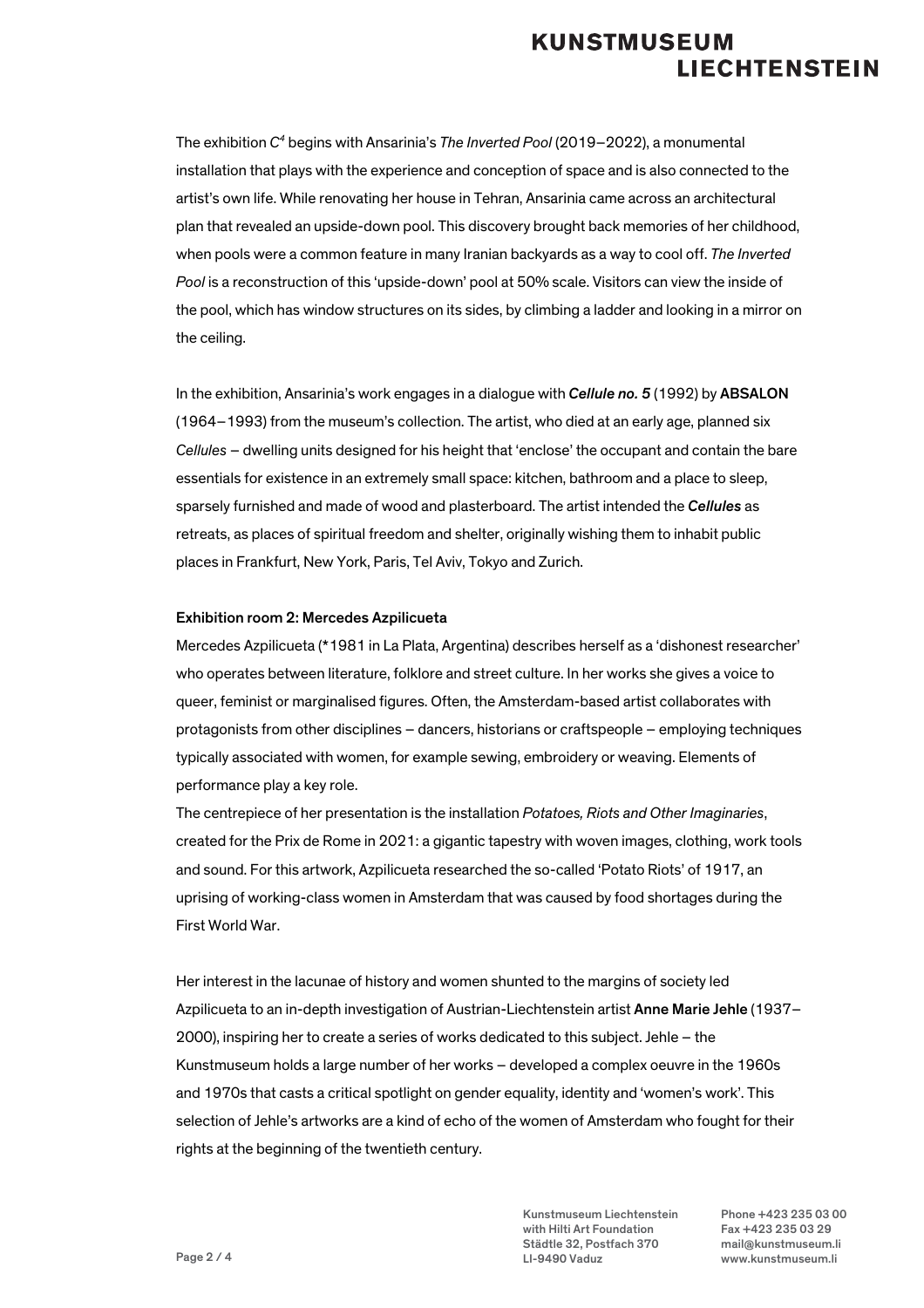The exhibition *C⁴* begins with Ansarinia's *The Inverted Pool* (2019–2022), a monumental installation that plays with the experience and conception of space and is also connected to the artist's own life. While renovating her house in Tehran, Ansarinia came across an architectural plan that revealed an upside-down pool. This discovery brought back memories of her childhood, when pools were a common feature in many Iranian backyards as a way to cool off. *The Inverted Pool* is a reconstruction of this 'upside-down' pool at 50% scale. Visitors can view the inside of the pool, which has window structures on its sides, by climbing a ladder and looking in a mirror on the ceiling.

In the exhibition, Ansarinia's work engages in a dialogue with ***Cellule no. 5*** (1992) by **ABSALON** (1964–1993) from the museum's collection. The artist, who died at an early age, planned six *Cellules* – dwelling units designed for his height that 'enclose' the occupant and contain the bare essentials for existence in an extremely small space: kitchen, bathroom and a place to sleep, sparsely furnished and made of wood and plasterboard. The artist intended the ***Cellules*** as retreats, as places of spiritual freedom and shelter, originally wishing them to inhabit public places in Frankfurt, New York, Paris, Tel Aviv, Tokyo and Zurich.

**Exhibition room 2: Mercedes Azpilicueta**

Mercedes Azpilicueta (*1981 in La Plata, Argentina) describes herself as a 'dishonest researcher' who operates between literature, folklore and street culture. In her works she gives a voice to queer, feminist or marginalised figures. Often, the Amsterdam-based artist collaborates with protagonists from other disciplines – dancers, historians or craftspeople – employing techniques typically associated with women, for example sewing, embroidery or weaving. Elements of performance play a key role.

The centrepiece of her presentation is the installation *Potatoes, Riots and Other Imaginaries*, created for the Prix de Rome in 2021: a gigantic tapestry with woven images, clothing, work tools and sound. For this artwork, Azpilicueta researched the so-called 'Potato Riots' of 1917, an uprising of working-class women in Amsterdam that was caused by food shortages during the First World War.

Her interest in the lacunae of history and women shunted to the margins of society led Azpilicueta to an in-depth investigation of Austrian-Liechtenstein artist **Anne Marie Jehle** (1937–2000), inspiring her to create a series of works dedicated to this subject. Jehle – the Kunstmuseum holds a large number of her works – developed a complex oeuvre in the 1960s and 1970s that casts a critical spotlight on gender equality, identity and 'women's work'. This selection of Jehle's artworks are a kind of echo of the women of Amsterdam who fought for their rights at the beginning of the twentieth century.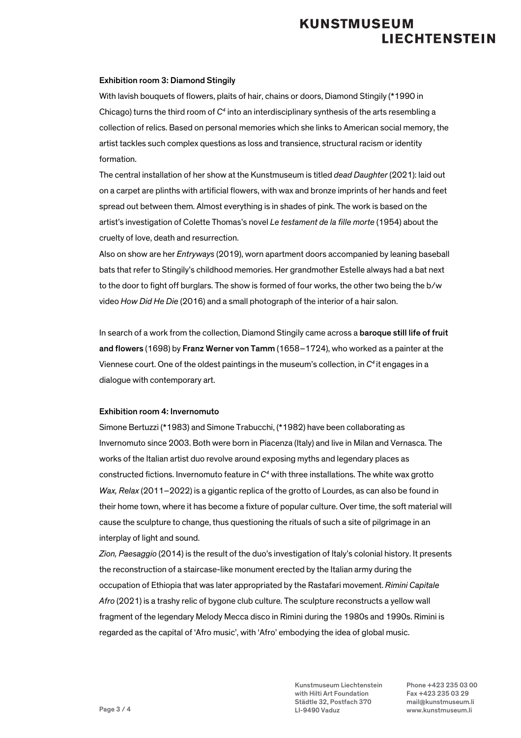### Exhibition room 3: Diamond Stingily

With lavish bouquets of flowers, plaits of hair, chains or doors, Diamond Stingily (*1990 in Chicago) turns the third room of *C⁴* into an interdisciplinary synthesis of the arts resembling a collection of relics. Based on personal memories which she links to American social memory, the artist tackles such complex questions as loss and transience, structural racism or identity formation.

The central installation of her show at the Kunstmuseum is titled *dead Daughter* (2021): laid out on a carpet are plinths with artificial flowers, with wax and bronze imprints of her hands and feet spread out between them. Almost everything is in shades of pink. The work is based on the artist's investigation of Colette Thomas's novel *Le testament de la fille morte* (1954) about the cruelty of love, death and resurrection.

Also on show are her *Entryways* (2019), worn apartment doors accompanied by leaning baseball bats that refer to Stingily's childhood memories. Her grandmother Estelle always had a bat next to the door to fight off burglars. The show is formed of four works, the other two being the b/w video *How Did He Die* (2016) and a small photograph of the interior of a hair salon.

In search of a work from the collection, Diamond Stingily came across a **baroque still life of fruit and flowers** (1698) by **Franz Werner von Tamm** (1658–1724), who worked as a painter at the Viennese court. One of the oldest paintings in the museum's collection, in *C⁴* it engages in a dialogue with contemporary art.

### Exhibition room 4: Invernomuto

Simone Bertuzzi (*1983) and Simone Trabucchi, (*1982) have been collaborating as Invernomuto since 2003. Both were born in Piacenza (Italy) and live in Milan and Vernasca. The works of the Italian artist duo revolve around exposing myths and legendary places as constructed fictions. Invernomuto feature in *C⁴* with three installations. The white wax grotto *Wax, Relax* (2011–2022) is a gigantic replica of the grotto of Lourdes, as can also be found in their home town, where it has become a fixture of popular culture. Over time, the soft material will cause the sculpture to change, thus questioning the rituals of such a site of pilgrimage in an interplay of light and sound.

*Zion, Paesaggio* (2014) is the result of the duo's investigation of Italy's colonial history. It presents the reconstruction of a staircase-like monument erected by the Italian army during the occupation of Ethiopia that was later appropriated by the Rastafari movement. *Rimini Capitale Afro* (2021) is a trashy relic of bygone club culture. The sculpture reconstructs a yellow wall fragment of the legendary Melody Mecca disco in Rimini during the 1980s and 1990s. Rimini is regarded as the capital of 'Afro music', with 'Afro' embodying the idea of global music.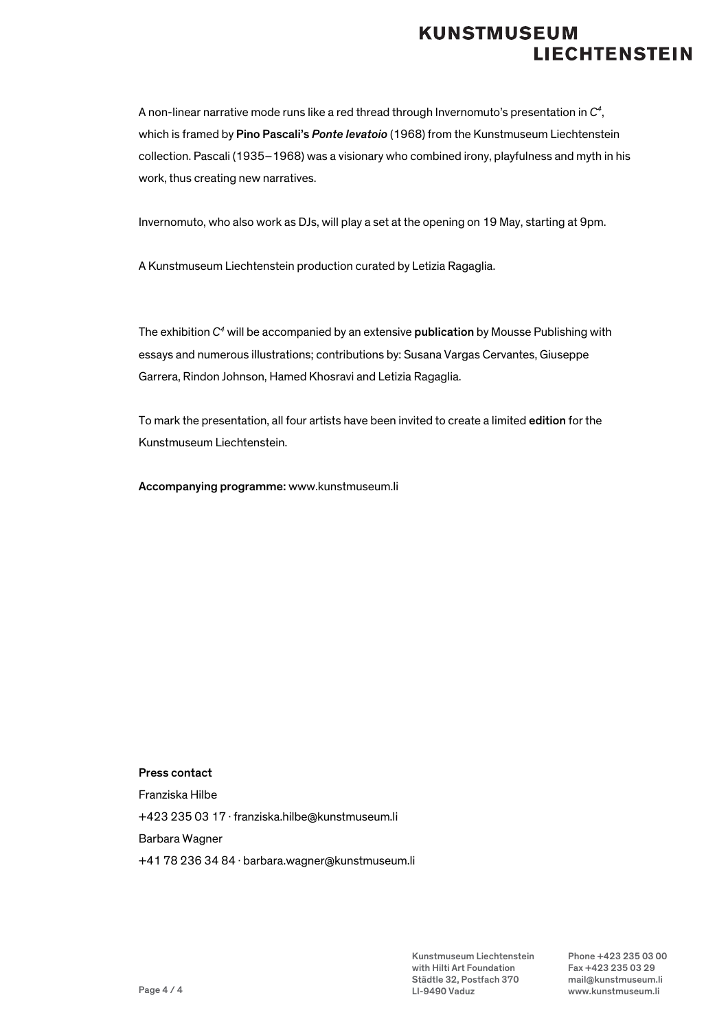A non-linear narrative mode runs like a red thread through Invernomuto's presentation in *C⁴*, which is framed by **Pino Pascali's** ***Ponte levatoio*** (1968) from the Kunstmuseum Liechtenstein collection. Pascali (1935–1968) was a visionary who combined irony, playfulness and myth in his work, thus creating new narratives.

Invernomuto, who also work as DJs, will play a set at the opening on 19 May, starting at 9pm.

A Kunstmuseum Liechtenstein production curated by Letizia Ragaglia.

The exhibition *C⁴* will be accompanied by an extensive **publication** by Mousse Publishing with essays and numerous illustrations; contributions by: Susana Vargas Cervantes, Giuseppe Garrera, Rindon Johnson, Hamed Khosravi and Letizia Ragaglia.

To mark the presentation, all four artists have been invited to create a limited **edition** for the Kunstmuseum Liechtenstein.

**Accompanying programme:** www.kunstmuseum.li

**Press contact**
Franziska Hilbe
+423 235 03 17 · franziska.hilbe@kunstmuseum.li
Barbara Wagner
+41 78 236 34 84 · barbara.wagner@kunstmuseum.li

Kunstmuseum Liechtenstein
with Hilti Art Foundation
Städtle 32, Postfach 370
LI-9490 Vaduz

Phone +423 235 03 00
Fax +423 235 03 29
mail@kunstmuseum.li
www.kunstmuseum.li